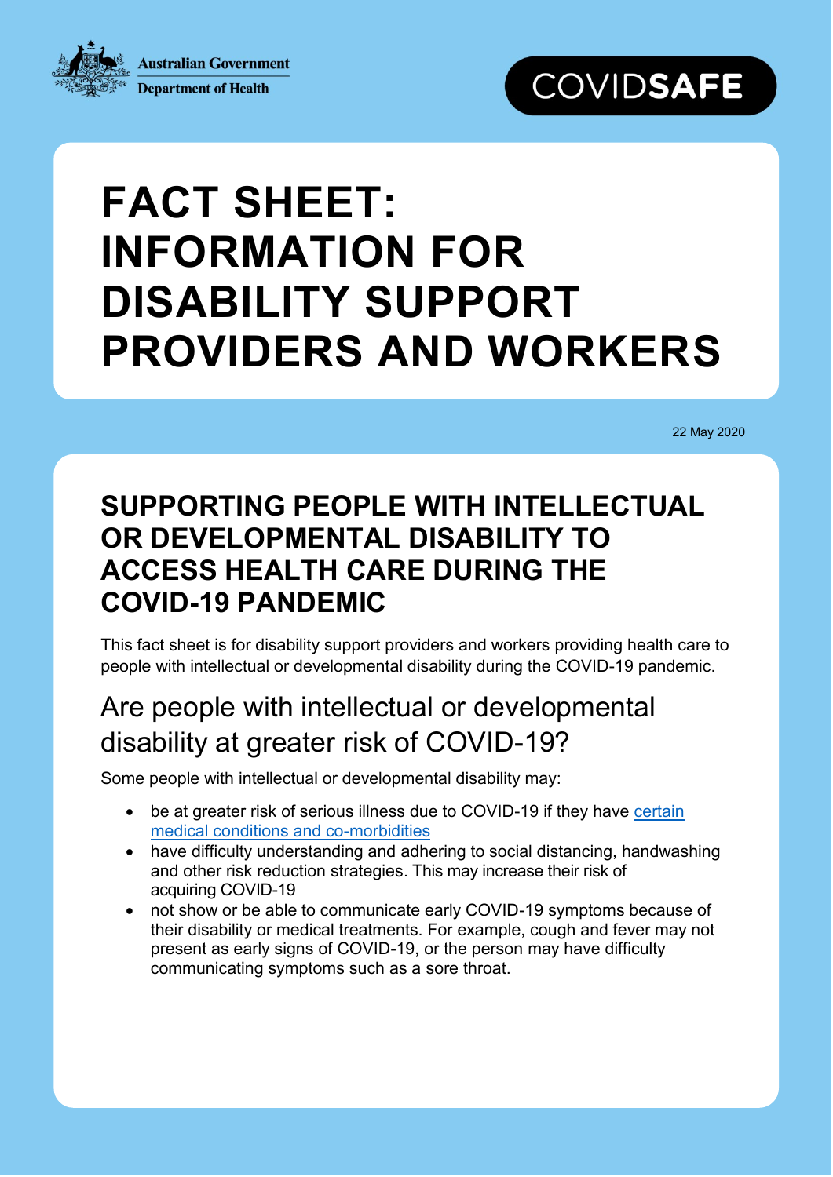Australian Government
Department of Health

COVIDSAFE

# FACT SHEET: INFORMATION FOR DISABILITY SUPPORT PROVIDERS AND WORKERS

22 May 2020

## SUPPORTING PEOPLE WITH INTELLECTUAL OR DEVELOPMENTAL DISABILITY TO ACCESS HEALTH CARE DURING THE COVID-19 PANDEMIC

This fact sheet is for disability support providers and workers providing health care to people with intellectual or developmental disability during the COVID-19 pandemic.

### Are people with intellectual or developmental disability at greater risk of COVID-19?

Some people with intellectual or developmental disability may:

- be at greater risk of serious illness due to COVID-19 if they have certain medical conditions and co-morbidities
- have difficulty understanding and adhering to social distancing, handwashing and other risk reduction strategies. This may increase their risk of acquiring COVID-19
- not show or be able to communicate early COVID-19 symptoms because of their disability or medical treatments. For example, cough and fever may not present as early signs of COVID-19, or the person may have difficulty communicating symptoms such as a sore throat.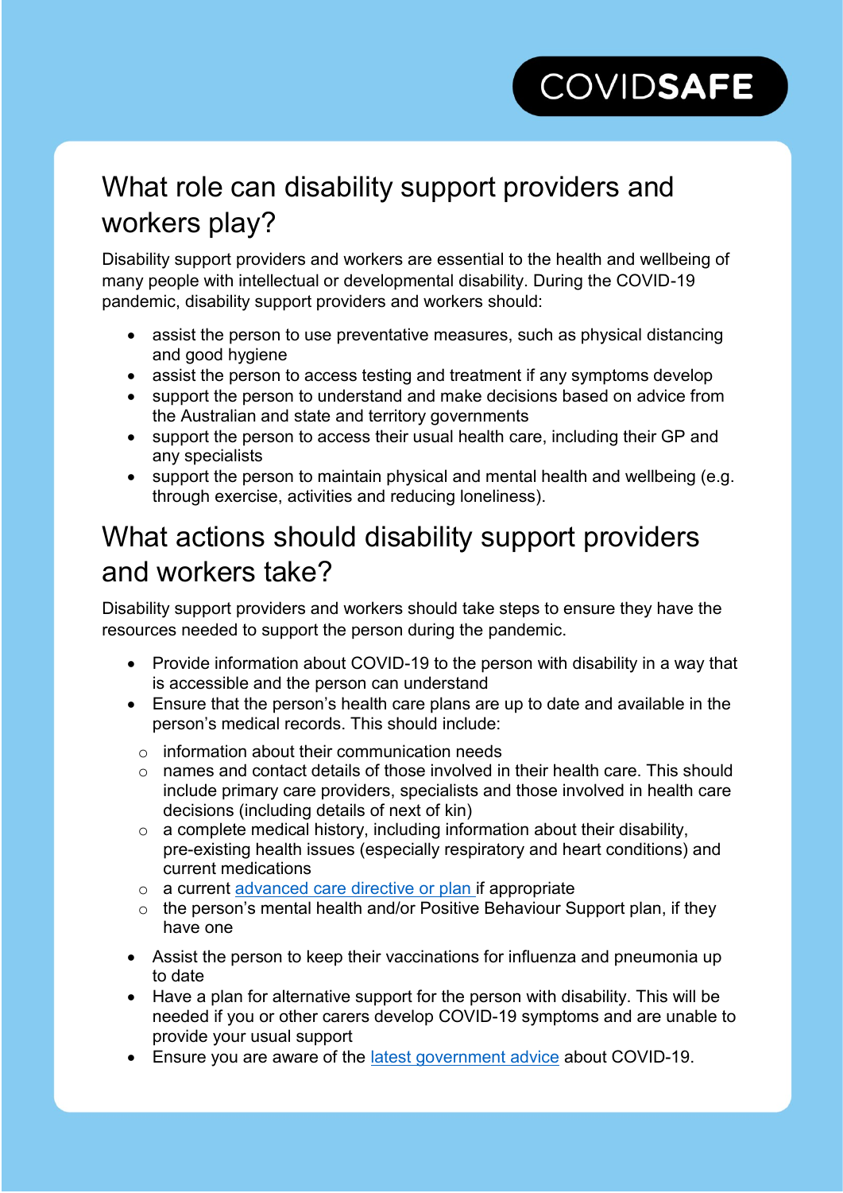## What role can disability support providers and workers play?

Disability support providers and workers are essential to the health and wellbeing of many people with intellectual or developmental disability. During the COVID-19 pandemic, disability support providers and workers should:

- assist the person to use preventative measures, such as physical distancing and good hygiene
- assist the person to access testing and treatment if any symptoms develop
- support the person to understand and make decisions based on advice from the Australian and state and territory governments
- support the person to access their usual health care, including their GP and any specialists
- support the person to maintain physical and mental health and wellbeing (e.g. through exercise, activities and reducing loneliness).

## What actions should disability support providers and workers take?

Disability support providers and workers should take steps to ensure they have the resources needed to support the person during the pandemic.

- Provide information about COVID-19 to the person with disability in a way that is accessible and the person can understand
- Ensure that the person's health care plans are up to date and available in the person's medical records. This should include:
  - information about their communication needs
  - names and contact details of those involved in their health care. This should include primary care providers, specialists and those involved in health care decisions (including details of next of kin)
  - a complete medical history, including information about their disability, pre-existing health issues (especially respiratory and heart conditions) and current medications
  - a current advanced care directive or plan if appropriate
  - the person's mental health and/or Positive Behaviour Support plan, if they have one
- Assist the person to keep their vaccinations for influenza and pneumonia up to date
- Have a plan for alternative support for the person with disability. This will be needed if you or other carers develop COVID-19 symptoms and are unable to provide your usual support
- Ensure you are aware of the latest government advice about COVID-19.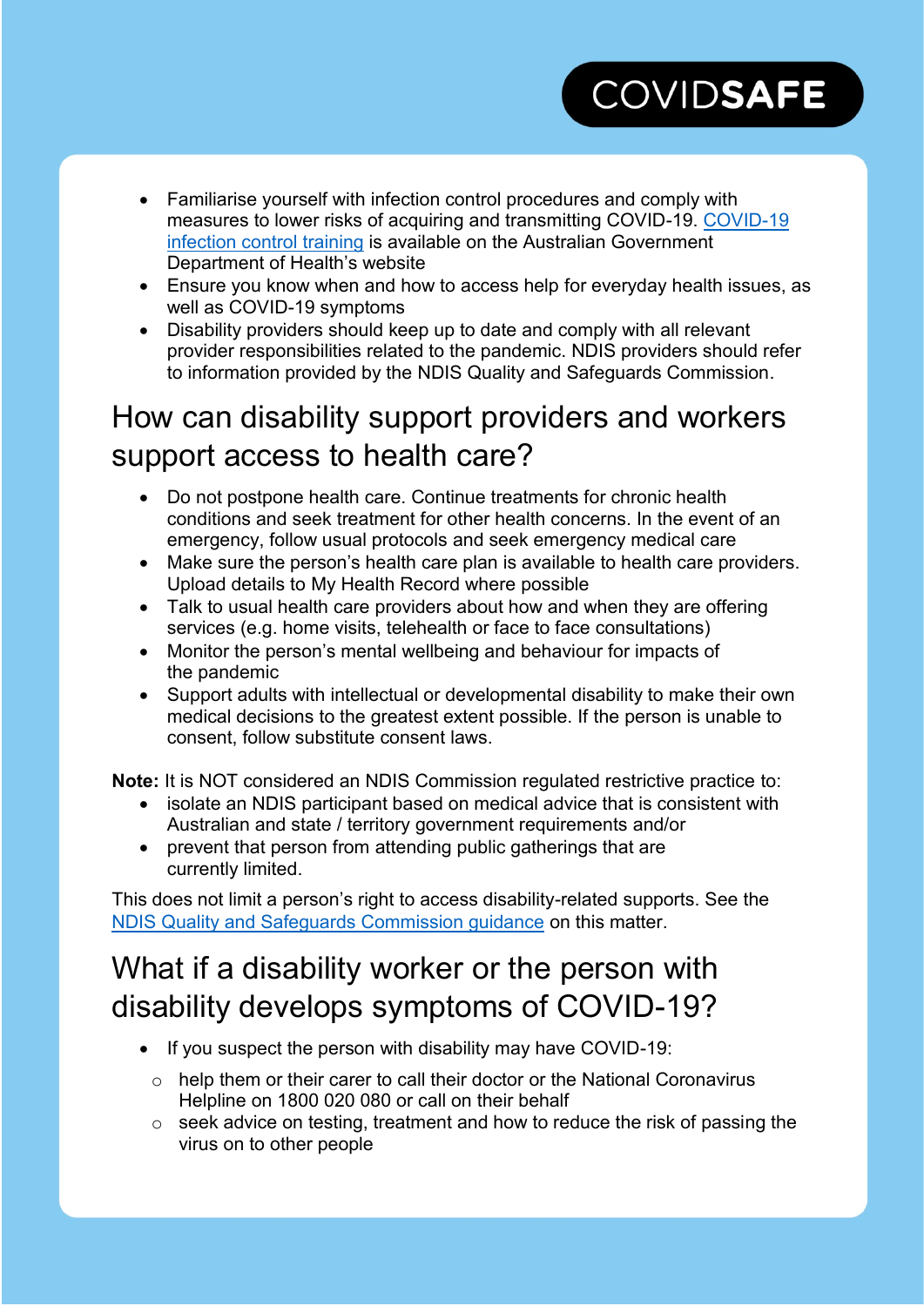- Familiarise yourself with infection control procedures and comply with measures to lower risks of acquiring and transmitting COVID-19. [COVID-19 infection control training](#) is available on the Australian Government Department of Health's website
- Ensure you know when and how to access help for everyday health issues, as well as COVID-19 symptoms
- Disability providers should keep up to date and comply with all relevant provider responsibilities related to the pandemic. NDIS providers should refer to information provided by the NDIS Quality and Safeguards Commission.

## How can disability support providers and workers support access to health care?

- Do not postpone health care. Continue treatments for chronic health conditions and seek treatment for other health concerns. In the event of an emergency, follow usual protocols and seek emergency medical care
- Make sure the person's health care plan is available to health care providers. Upload details to My Health Record where possible
- Talk to usual health care providers about how and when they are offering services (e.g. home visits, telehealth or face to face consultations)
- Monitor the person's mental wellbeing and behaviour for impacts of the pandemic
- Support adults with intellectual or developmental disability to make their own medical decisions to the greatest extent possible. If the person is unable to consent, follow substitute consent laws.

**Note:** It is NOT considered an NDIS Commission regulated restrictive practice to:

- isolate an NDIS participant based on medical advice that is consistent with Australian and state / territory government requirements and/or
- prevent that person from attending public gatherings that are currently limited.

This does not limit a person's right to access disability-related supports. See the [NDIS Quality and Safeguards Commission guidance](#) on this matter.

## What if a disability worker or the person with disability develops symptoms of COVID-19?

- If you suspect the person with disability may have COVID-19:
  - help them or their carer to call their doctor or the National Coronavirus Helpline on 1800 020 080 or call on their behalf
  - seek advice on testing, treatment and how to reduce the risk of passing the virus on to other people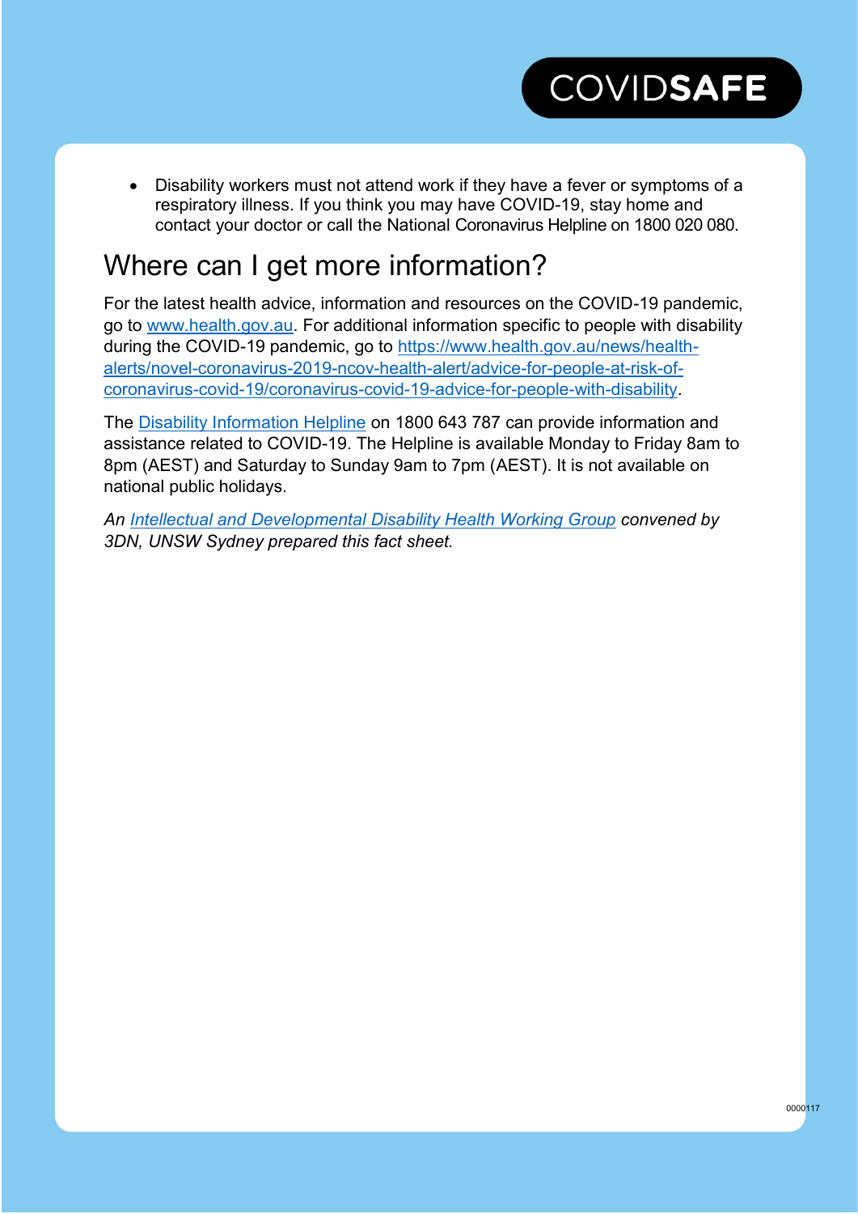- Disability workers must not attend work if they have a fever or symptoms of a respiratory illness. If you think you may have COVID-19, stay home and contact your doctor or call the National Coronavirus Helpline on 1800 020 080.

## Where can I get more information?

For the latest health advice, information and resources on the COVID-19 pandemic, go to www.health.gov.au. For additional information specific to people with disability during the COVID-19 pandemic, go to https://www.health.gov.au/news/health-alerts/novel-coronavirus-2019-ncov-health-alert/advice-for-people-at-risk-of-coronavirus-covid-19/coronavirus-covid-19-advice-for-people-with-disability.

The Disability Information Helpline on 1800 643 787 can provide information and assistance related to COVID-19. The Helpline is available Monday to Friday 8am to 8pm (AEST) and Saturday to Sunday 9am to 7pm (AEST). It is not available on national public holidays.

*An Intellectual and Developmental Disability Health Working Group convened by 3DN, UNSW Sydney prepared this fact sheet.*

0000117